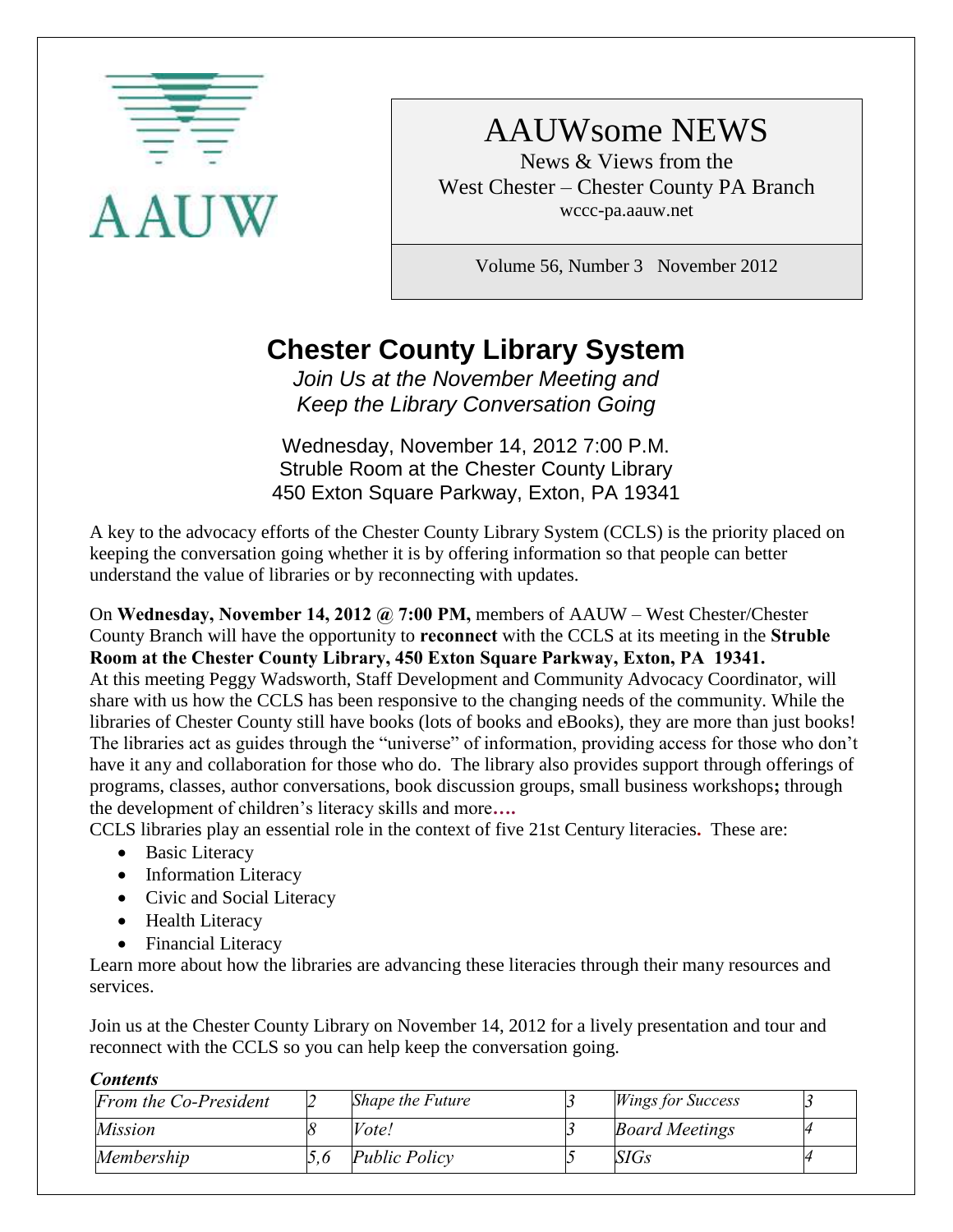AAUW

# AAUWsome NEWS

News & Views from the
West Chester – Chester County PA Branch
wccc-pa.aauw.net

Volume 56, Number 3 November 2012

## Chester County Library System

*Join Us at the November Meeting and*
*Keep the Library Conversation Going*

Wednesday, November 14, 2012 7:00 P.M.
Struble Room at the Chester County Library
450 Exton Square Parkway, Exton, PA 19341

A key to the advocacy efforts of the Chester County Library System (CCLS) is the priority placed on keeping the conversation going whether it is by offering information so that people can better understand the value of libraries or by reconnecting with updates.

On **Wednesday, November 14, 2012 @ 7:00 PM,** members of AAUW – West Chester/Chester County Branch will have the opportunity to **reconnect** with the CCLS at its meeting in the **Struble Room at the Chester County Library, 450 Exton Square Parkway, Exton, PA 19341.** At this meeting Peggy Wadsworth, Staff Development and Community Advocacy Coordinator, will share with us how the CCLS has been responsive to the changing needs of the community. While the libraries of Chester County still have books (lots of books and eBooks), they are more than just books! The libraries act as guides through the "universe" of information, providing access for those who don't have it any and collaboration for those who do. The library also provides support through offerings of programs, classes, author conversations, book discussion groups, small business workshops**;** through the development of children's literacy skills and more**….**

CCLS libraries play an essential role in the context of five 21st Century literacies**.** These are:

- Basic Literacy
- Information Literacy
- Civic and Social Literacy
- Health Literacy
- Financial Literacy

Learn more about how the libraries are advancing these literacies through their many resources and services.

Join us at the Chester County Library on November 14, 2012 for a lively presentation and tour and reconnect with the CCLS so you can help keep the conversation going.

***Contents***

| | | | | | |
|---|---|---|---|---|---|
| *From the Co-President* | *2* | *Shape the Future* | *3* | *Wings for Success* | *3* |
| *Mission* | *8* | *Vote!* | *3* | *Board Meetings* | *4* |
| *Membership* | *5,6* | *Public Policy* | *5* | *SIGs* | *4* |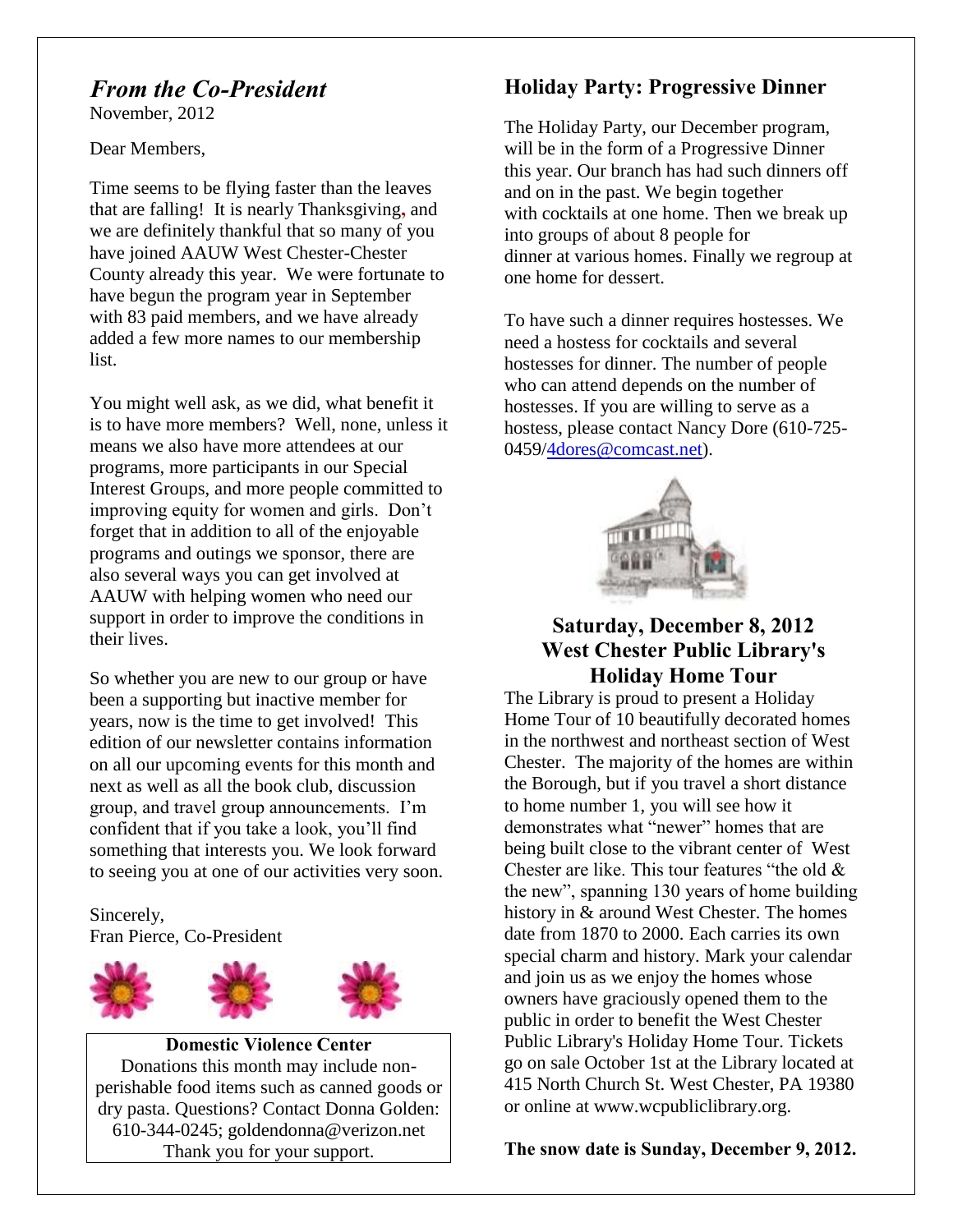## *From the Co-President*

November, 2012

Dear Members,

Time seems to be flying faster than the leaves that are falling! It is nearly Thanksgiving, and we are definitely thankful that so many of you have joined AAUW West Chester-Chester County already this year. We were fortunate to have begun the program year in September with 83 paid members, and we have already added a few more names to our membership list.

You might well ask, as we did, what benefit it is to have more members? Well, none, unless it means we also have more attendees at our programs, more participants in our Special Interest Groups, and more people committed to improving equity for women and girls. Don't forget that in addition to all of the enjoyable programs and outings we sponsor, there are also several ways you can get involved at AAUW with helping women who need our support in order to improve the conditions in their lives.

So whether you are new to our group or have been a supporting but inactive member for years, now is the time to get involved! This edition of our newsletter contains information on all our upcoming events for this month and next as well as all the book club, discussion group, and travel group announcements. I'm confident that if you take a look, you'll find something that interests you. We look forward to seeing you at one of our activities very soon.

Sincerely,
Fran Pierce, Co-President

**Domestic Violence Center**

Donations this month may include non-perishable food items such as canned goods or dry pasta. Questions? Contact Donna Golden: 610-344-0245; goldendonna@verizon.net
Thank you for your support.

## Holiday Party: Progressive Dinner

The Holiday Party, our December program, will be in the form of a Progressive Dinner this year. Our branch has had such dinners off and on in the past. We begin together with cocktails at one home. Then we break up into groups of about 8 people for dinner at various homes. Finally we regroup at one home for dessert.

To have such a dinner requires hostesses. We need a hostess for cocktails and several hostesses for dinner. The number of people who can attend depends on the number of hostesses. If you are willing to serve as a hostess, please contact Nancy Dore (610-725-0459/4dores@comcast.net).

## Saturday, December 8, 2012
## West Chester Public Library's Holiday Home Tour

The Library is proud to present a Holiday Home Tour of 10 beautifully decorated homes in the northwest and northeast section of West Chester. The majority of the homes are within the Borough, but if you travel a short distance to home number 1, you will see how it demonstrates what "newer" homes that are being built close to the vibrant center of West Chester are like. This tour features "the old & the new", spanning 130 years of home building history in & around West Chester. The homes date from 1870 to 2000. Each carries its own special charm and history. Mark your calendar and join us as we enjoy the homes whose owners have graciously opened them to the public in order to benefit the West Chester Public Library's Holiday Home Tour. Tickets go on sale October 1st at the Library located at 415 North Church St. West Chester, PA 19380 or online at www.wcpubliclibrary.org.

**The snow date is Sunday, December 9, 2012.**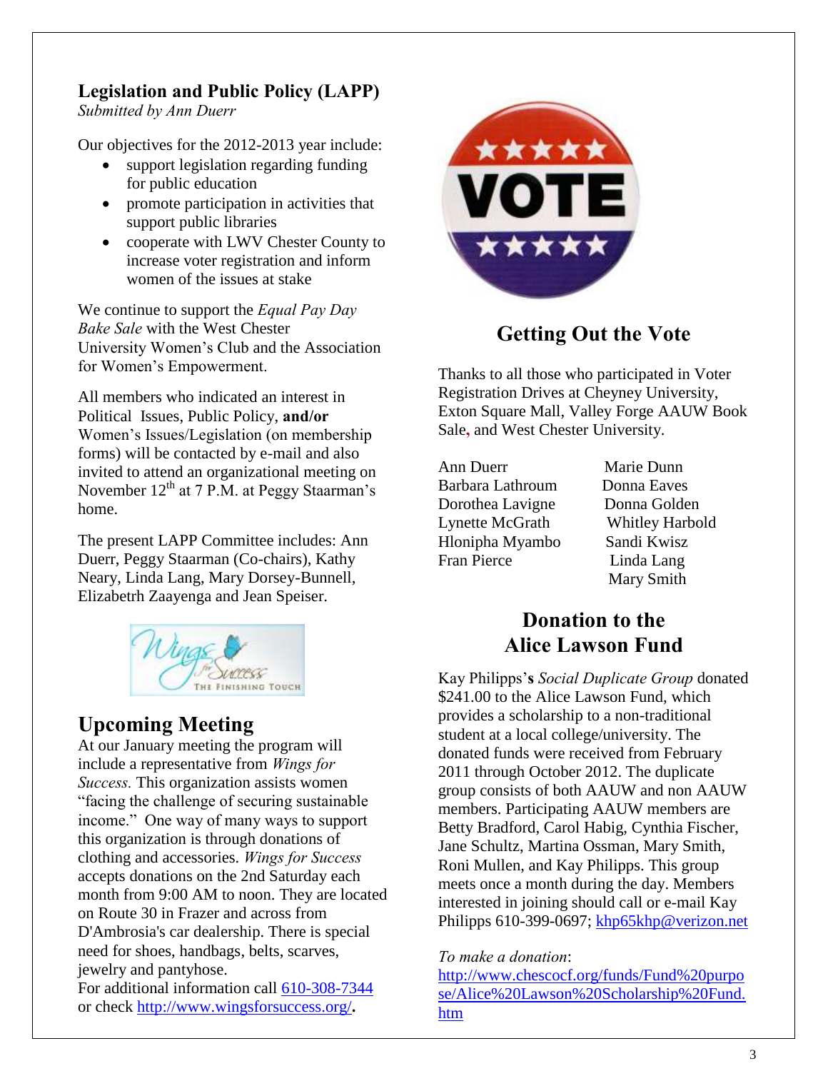## Legislation and Public Policy (LAPP)

*Submitted by Ann Duerr*

Our objectives for the 2012-2013 year include:

- support legislation regarding funding for public education
- promote participation in activities that support public libraries
- cooperate with LWV Chester County to increase voter registration and inform women of the issues at stake

We continue to support the *Equal Pay Day Bake Sale* with the West Chester University Women's Club and the Association for Women's Empowerment.

All members who indicated an interest in Political Issues, Public Policy, **and/or** Women's Issues/Legislation (on membership forms) will be contacted by e-mail and also invited to attend an organizational meeting on November 12th at 7 P.M. at Peggy Staarman's home.

The present LAPP Committee includes: Ann Duerr, Peggy Staarman (Co-chairs), Kathy Neary, Linda Lang, Mary Dorsey-Bunnell, Elizabetrh Zaayenga and Jean Speiser.

## Upcoming Meeting

At our January meeting the program will include a representative from *Wings for Success.* This organization assists women "facing the challenge of securing sustainable income." One way of many ways to support this organization is through donations of clothing and accessories. *Wings for Success* accepts donations on the 2nd Saturday each month from 9:00 AM to noon. They are located on Route 30 in Frazer and across from D'Ambrosia's car dealership. There is special need for shoes, handbags, belts, scarves, jewelry and pantyhose.
For additional information call 610-308-7344 or check http://www.wingsforsuccess.org/**.**

## Getting Out the Vote

Thanks to all those who participated in Voter Registration Drives at Cheyney University, Exton Square Mall, Valley Forge AAUW Book Sale, and West Chester University.

| | |
|---|---|
| Ann Duerr | Marie Dunn |
| Barbara Lathroum | Donna Eaves |
| Dorothea Lavigne | Donna Golden |
| Lynette McGrath | Whitley Harbold |
| Hlonipha Myambo | Sandi Kwisz |
| Fran Pierce | Linda Lang |
| | Mary Smith |

## Donation to the Alice Lawson Fund

Kay Philipps'**s** *Social Duplicate Group* donated $241.00 to the Alice Lawson Fund, which provides a scholarship to a non-traditional student at a local college/university. The donated funds were received from February 2011 through October 2012. The duplicate group consists of both AAUW and non AAUW members. Participating AAUW members are Betty Bradford, Carol Habig, Cynthia Fischer, Jane Schultz, Martina Ossman, Mary Smith, Roni Mullen, and Kay Philipps. This group meets once a month during the day. Members interested in joining should call or e-mail Kay Philipps 610-399-0697; khp65khp@verizon.net

*To make a donation*:
http://www.chescocf.org/funds/Fund%20purpose/Alice%20Lawson%20Scholarship%20Fund.htm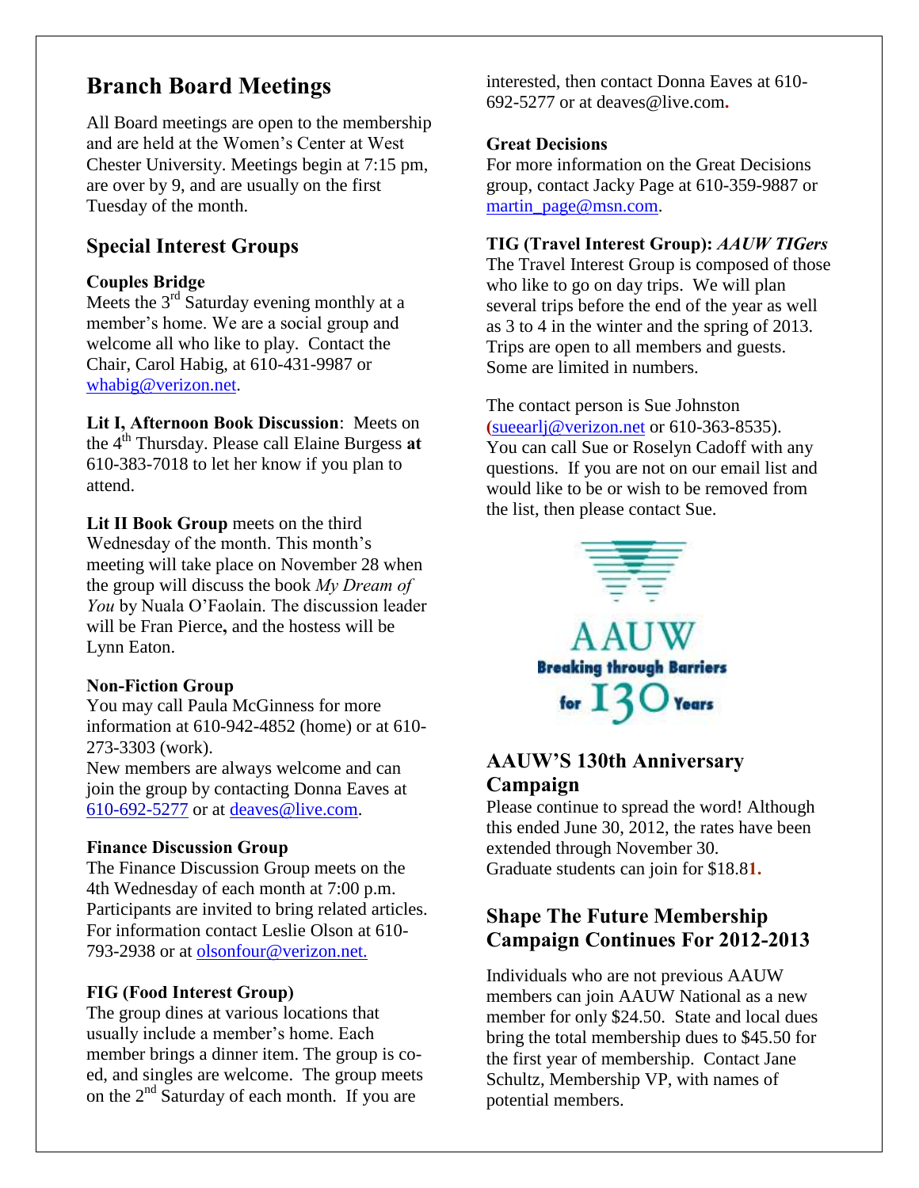## Branch Board Meetings

All Board meetings are open to the membership and are held at the Women's Center at West Chester University. Meetings begin at 7:15 pm, are over by 9, and are usually on the first Tuesday of the month.

## Special Interest Groups

**Couples Bridge**
Meets the 3rd Saturday evening monthly at a member's home. We are a social group and welcome all who like to play. Contact the Chair, Carol Habig, at 610-431-9987 or whabig@verizon.net.

**Lit I, Afternoon Book Discussion**: Meets on the 4th Thursday. Please call Elaine Burgess **at** 610-383-7018 to let her know if you plan to attend.

**Lit II Book Group** meets on the third Wednesday of the month. This month's meeting will take place on November 28 when the group will discuss the book *My Dream of You* by Nuala O'Faolain. The discussion leader will be Fran Pierce**,** and the hostess will be Lynn Eaton.

**Non-Fiction Group**
You may call Paula McGinness for more information at 610-942-4852 (home) or at 610-273-3303 (work).
New members are always welcome and can join the group by contacting Donna Eaves at 610-692-5277 or at deaves@live.com.

**Finance Discussion Group**
The Finance Discussion Group meets on the 4th Wednesday of each month at 7:00 p.m. Participants are invited to bring related articles. For information contact Leslie Olson at 610-793-2938 or at olsonfour@verizon.net.

**FIG (Food Interest Group)**
The group dines at various locations that usually include a member's home. Each member brings a dinner item. The group is co-ed, and singles are welcome. The group meets on the 2nd Saturday of each month. If you are interested, then contact Donna Eaves at 610-692-5277 or at deaves@live.com**.**

**Great Decisions**
For more information on the Great Decisions group, contact Jacky Page at 610-359-9887 or martin_page@msn.com.

**TIG (Travel Interest Group):** ***AAUW TIGers***
The Travel Interest Group is composed of those who like to go on day trips. We will plan several trips before the end of the year as well as 3 to 4 in the winter and the spring of 2013. Trips are open to all members and guests. Some are limited in numbers.

The contact person is Sue Johnston (sueearlj@verizon.net or 610-363-8535). You can call Sue or Roselyn Cadoff with any questions. If you are not on our email list and would like to be or wish to be removed from the list, then please contact Sue.

AAUW
**Breaking through Barriers for 130 Years**

## AAUW'S 130th Anniversary Campaign

Please continue to spread the word! Although this ended June 30, 2012, the rates have been extended through November 30.
Graduate students can join for $18.8**1.**

## Shape The Future Membership Campaign Continues For 2012-2013

Individuals who are not previous AAUW members can join AAUW National as a new member for only $24.50. State and local dues bring the total membership dues to $45.50 for the first year of membership. Contact Jane Schultz, Membership VP, with names of potential members.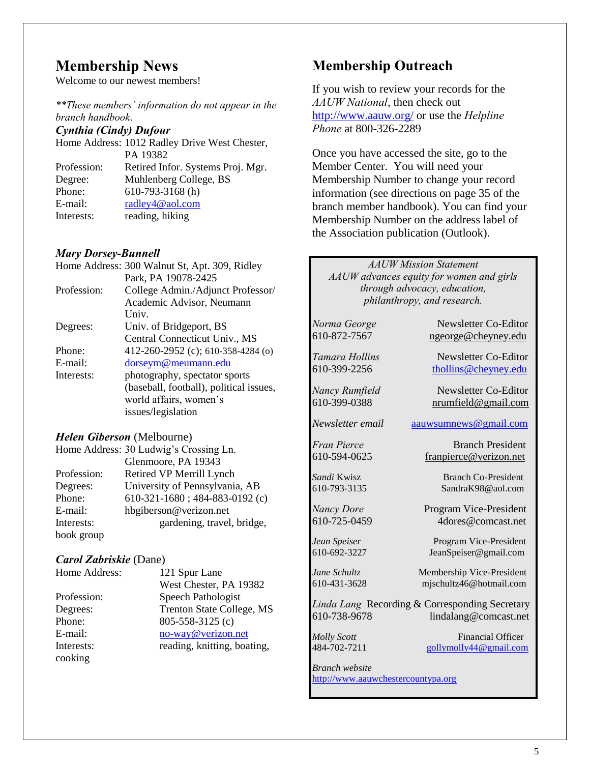## Membership News

Welcome to our newest members!

*\*\*These members' information do not appear in the branch handbook.*

***Cynthia (Cindy) Dufour***

Home Address: 1012 Radley Drive West Chester, PA 19382
Profession: Retired Infor. Systems Proj. Mgr.
Degree: Muhlenberg College, BS
Phone: 610-793-3168 (h)
E-mail: radley4@aol.com
Interests: reading, hiking

***Mary Dorsey-Bunnell***

Home Address: 300 Walnut St, Apt. 309, Ridley Park, PA 19078-2425
Profession: College Admin./Adjunct Professor/ Academic Advisor, Neumann Univ.
Degrees: Univ. of Bridgeport, BS
Central Connecticut Univ., MS
Phone: 412-260-2952 (c); 610-358-4284 (o)
E-mail: dorseym@meumann.edu
Interests: photography, spectator sports (baseball, football), political issues, world affairs, women's issues/legislation

***Helen Giberson*** (Melbourne)

Home Address: 30 Ludwig's Crossing Ln. Glenmoore, PA 19343
Profession: Retired VP Merrill Lynch
Degrees: University of Pennsylvania, AB
Phone: 610-321-1680 ; 484-883-0192 (c)
E-mail: hbgiberson@verizon.net
Interests: gardening, travel, bridge, book group

***Carol Zabriskie*** (Dane)

Home Address: 121 Spur Lane West Chester, PA 19382
Profession: Speech Pathologist
Degrees: Trenton State College, MS
Phone: 805-558-3125 (c)
E-mail: no-way@verizon.net
Interests: reading, knitting, boating, cooking

## Membership Outreach

If you wish to review your records for the *AAUW National*, then check out http://www.aauw.org/ or use the *Helpline Phone* at 800-326-2289

Once you have accessed the site, go to the Member Center. You will need your Membership Number to change your record information (see directions on page 35 of the branch member handbook). You can find your Membership Number on the address label of the Association publication (Outlook).

*AAUW Mission Statement*
*AAUW advances equity for women and girls through advocacy, education, philanthropy, and research.*

*Norma George* — Newsletter Co-Editor
610-872-7567 — ngeorge@cheyney.edu

*Tamara Hollins* — Newsletter Co-Editor
610-399-2256 — thollins@cheyney.edu

*Nancy Rumfield* — Newsletter Co-Editor
610-399-0388 — nrumfield@gmail.com

*Newsletter email* — aauwsumnews@gmail.com

*Fran Pierce* — Branch President
610-594-0625 — franpierce@verizon.net

*Sandi* Kwisz — Branch Co-President
610-793-3135 — SandraK98@aol.com

*Nancy Dore* — Program Vice-President
610-725-0459 — 4dores@comcast.net

*Jean Speiser* — Program Vice-President
610-692-3227 — JeanSpeiser@gmail.com

*Jane Schultz* — Membership Vice-President
610-431-3628 — mjschultz46@hotmail.com

*Linda Lang* — Recording & Corresponding Secretary
610-738-9678 — lindalang@comcast.net

*Molly Scott* — Financial Officer
484-702-7211 — gollymolly44@gmail.com

*Branch website*
http://www.aauwchestercountypa.org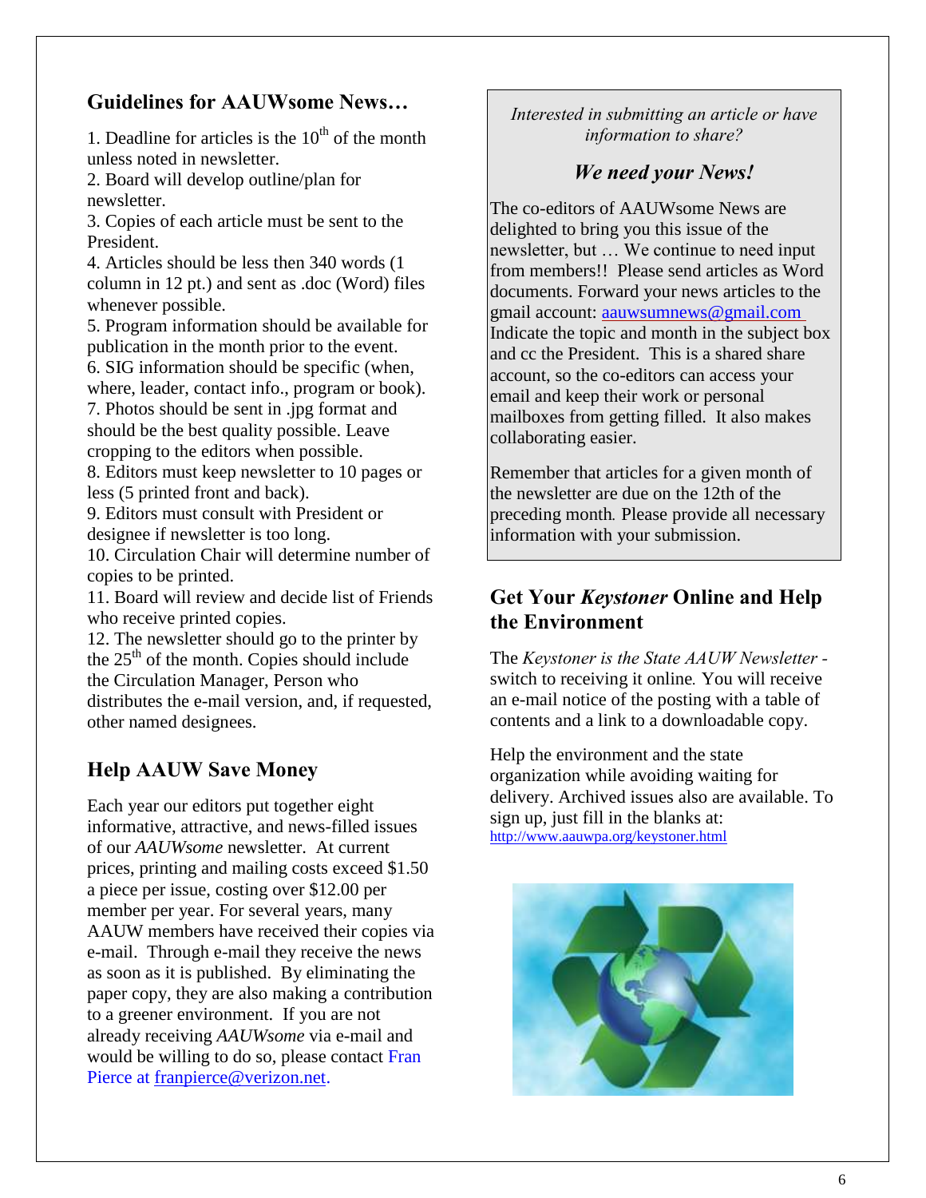## Guidelines for AAUWsome News…

1. Deadline for articles is the 10th of the month unless noted in newsletter.
2. Board will develop outline/plan for newsletter.
3. Copies of each article must be sent to the President.
4. Articles should be less then 340 words (1 column in 12 pt.) and sent as .doc (Word) files whenever possible.
5. Program information should be available for publication in the month prior to the event.
6. SIG information should be specific (when, where, leader, contact info., program or book).
7. Photos should be sent in .jpg format and should be the best quality possible. Leave cropping to the editors when possible.
8. Editors must keep newsletter to 10 pages or less (5 printed front and back).
9. Editors must consult with President or designee if newsletter is too long.
10. Circulation Chair will determine number of copies to be printed.
11. Board will review and decide list of Friends who receive printed copies.
12. The newsletter should go to the printer by the 25th of the month. Copies should include the Circulation Manager, Person who distributes the e-mail version, and, if requested, other named designees.

## Help AAUW Save Money

Each year our editors put together eight informative, attractive, and news-filled issues of our *AAUWsome* newsletter. At current prices, printing and mailing costs exceed $1.50 a piece per issue, costing over $12.00 per member per year. For several years, many AAUW members have received their copies via e-mail. Through e-mail they receive the news as soon as it is published. By eliminating the paper copy, they are also making a contribution to a greener environment. If you are not already receiving *AAUWsome* via e-mail and would be willing to do so, please contact Fran Pierce at franpierce@verizon.net.

*Interested in submitting an article or have information to share?*

***We need your News!***

The co-editors of AAUWsome News are delighted to bring you this issue of the newsletter, but … We continue to need input from members!! Please send articles as Word documents. Forward your news articles to the gmail account: aauwsumnews@gmail.com Indicate the topic and month in the subject box and cc the President. This is a shared share account, so the co-editors can access your email and keep their work or personal mailboxes from getting filled. It also makes collaborating easier.

Remember that articles for a given month of the newsletter are due on the 12th of the preceding month. Please provide all necessary information with your submission.

## Get Your *Keystoner* Online and Help the Environment

The *Keystoner is the State AAUW Newsletter* - switch to receiving it online. You will receive an e-mail notice of the posting with a table of contents and a link to a downloadable copy.

Help the environment and the state organization while avoiding waiting for delivery. Archived issues also are available. To sign up, just fill in the blanks at: http://www.aauwpa.org/keystoner.html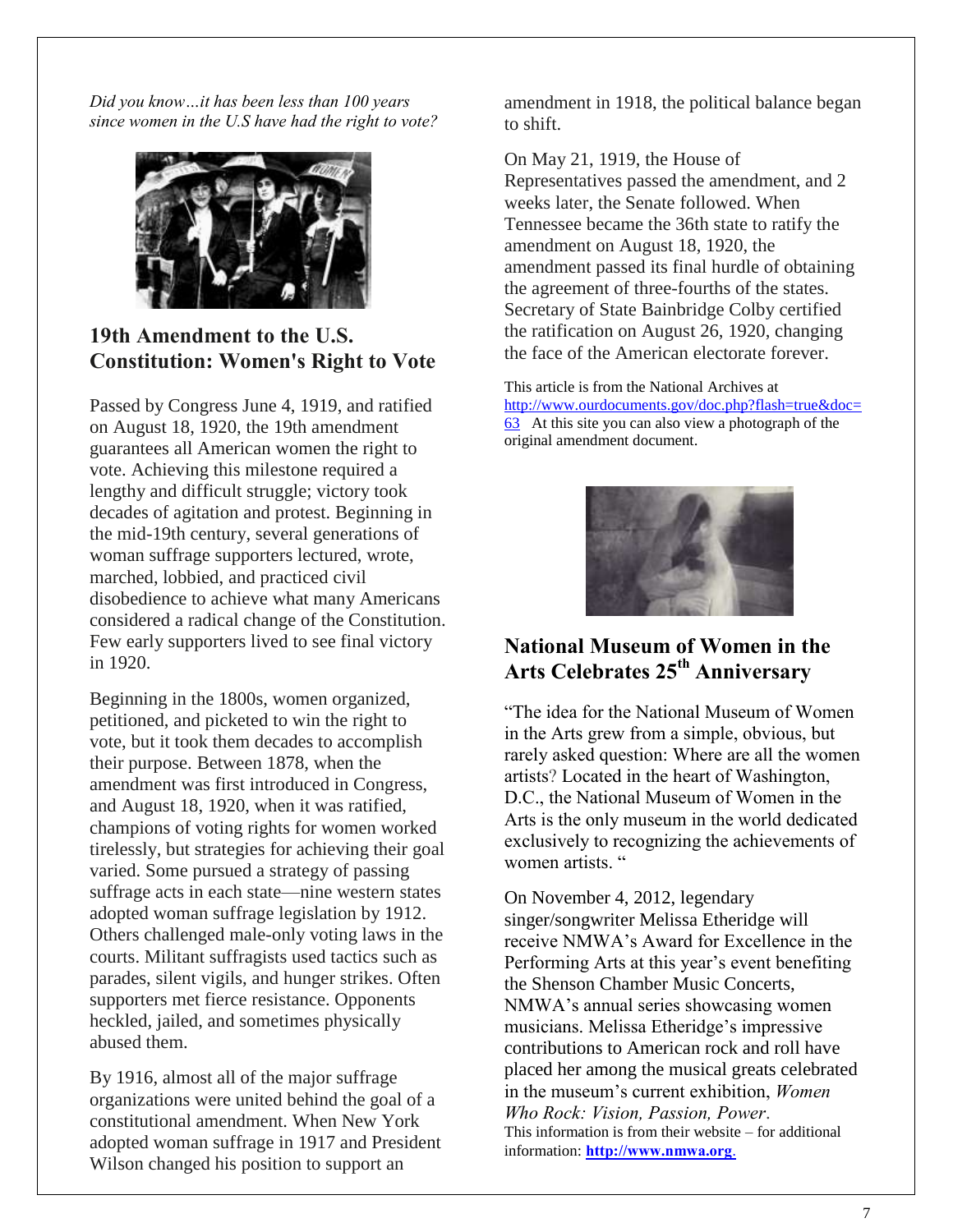*Did you know…it has been less than 100 years since women in the U.S have had the right to vote?*

## 19th Amendment to the U.S. Constitution: Women's Right to Vote

Passed by Congress June 4, 1919, and ratified on August 18, 1920, the 19th amendment guarantees all American women the right to vote. Achieving this milestone required a lengthy and difficult struggle; victory took decades of agitation and protest. Beginning in the mid-19th century, several generations of woman suffrage supporters lectured, wrote, marched, lobbied, and practiced civil disobedience to achieve what many Americans considered a radical change of the Constitution. Few early supporters lived to see final victory in 1920.

Beginning in the 1800s, women organized, petitioned, and picketed to win the right to vote, but it took them decades to accomplish their purpose. Between 1878, when the amendment was first introduced in Congress, and August 18, 1920, when it was ratified, champions of voting rights for women worked tirelessly, but strategies for achieving their goal varied. Some pursued a strategy of passing suffrage acts in each state—nine western states adopted woman suffrage legislation by 1912. Others challenged male-only voting laws in the courts. Militant suffragists used tactics such as parades, silent vigils, and hunger strikes. Often supporters met fierce resistance. Opponents heckled, jailed, and sometimes physically abused them.

By 1916, almost all of the major suffrage organizations were united behind the goal of a constitutional amendment. When New York adopted woman suffrage in 1917 and President Wilson changed his position to support an amendment in 1918, the political balance began to shift.

On May 21, 1919, the House of Representatives passed the amendment, and 2 weeks later, the Senate followed. When Tennessee became the 36th state to ratify the amendment on August 18, 1920, the amendment passed its final hurdle of obtaining the agreement of three-fourths of the states. Secretary of State Bainbridge Colby certified the ratification on August 26, 1920, changing the face of the American electorate forever.

This article is from the National Archives at http://www.ourdocuments.gov/doc.php?flash=true&doc=63 At this site you can also view a photograph of the original amendment document.

## National Museum of Women in the Arts Celebrates 25th Anniversary

"The idea for the National Museum of Women in the Arts grew from a simple, obvious, but rarely asked question: Where are all the women artists? Located in the heart of Washington, D.C., the National Museum of Women in the Arts is the only museum in the world dedicated exclusively to recognizing the achievements of women artists. "

On November 4, 2012, legendary singer/songwriter Melissa Etheridge will receive NMWA's Award for Excellence in the Performing Arts at this year's event benefiting the Shenson Chamber Music Concerts, NMWA's annual series showcasing women musicians. Melissa Etheridge's impressive contributions to American rock and roll have placed her among the musical greats celebrated in the museum's current exhibition, *Women Who Rock: Vision, Passion, Power*.

This information is from their website – for additional information: **http://www.nmwa.org**.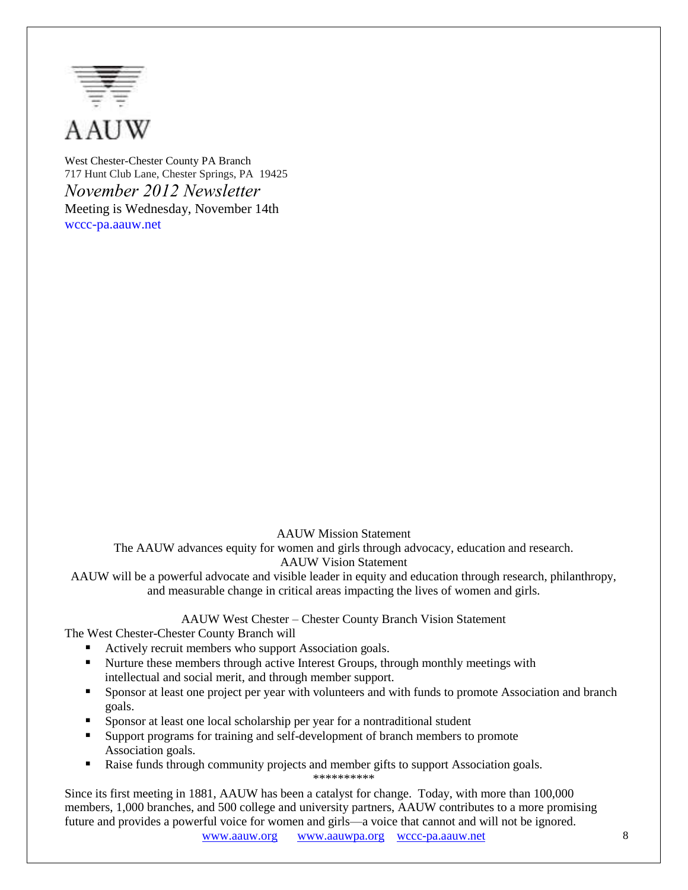AAUW

West Chester-Chester County PA Branch
717 Hunt Club Lane, Chester Springs, PA 19425

*November 2012 Newsletter*

Meeting is Wednesday, November 14th

wccc-pa.aauw.net

AAUW Mission Statement

The AAUW advances equity for women and girls through advocacy, education and research.

AAUW Vision Statement

AAUW will be a powerful advocate and visible leader in equity and education through research, philanthropy, and measurable change in critical areas impacting the lives of women and girls.

AAUW West Chester – Chester County Branch Vision Statement

The West Chester-Chester County Branch will

- Actively recruit members who support Association goals.
- Nurture these members through active Interest Groups, through monthly meetings with intellectual and social merit, and through member support.
- Sponsor at least one project per year with volunteers and with funds to promote Association and branch goals.
- Sponsor at least one local scholarship per year for a nontraditional student
- Support programs for training and self-development of branch members to promote Association goals.
- Raise funds through community projects and member gifts to support Association goals.

**********

Since its first meeting in 1881, AAUW has been a catalyst for change. Today, with more than 100,000 members, 1,000 branches, and 500 college and university partners, AAUW contributes to a more promising future and provides a powerful voice for women and girls—a voice that cannot and will not be ignored.

www.aauw.org www.aauwpa.org wccc-pa.aauw.net